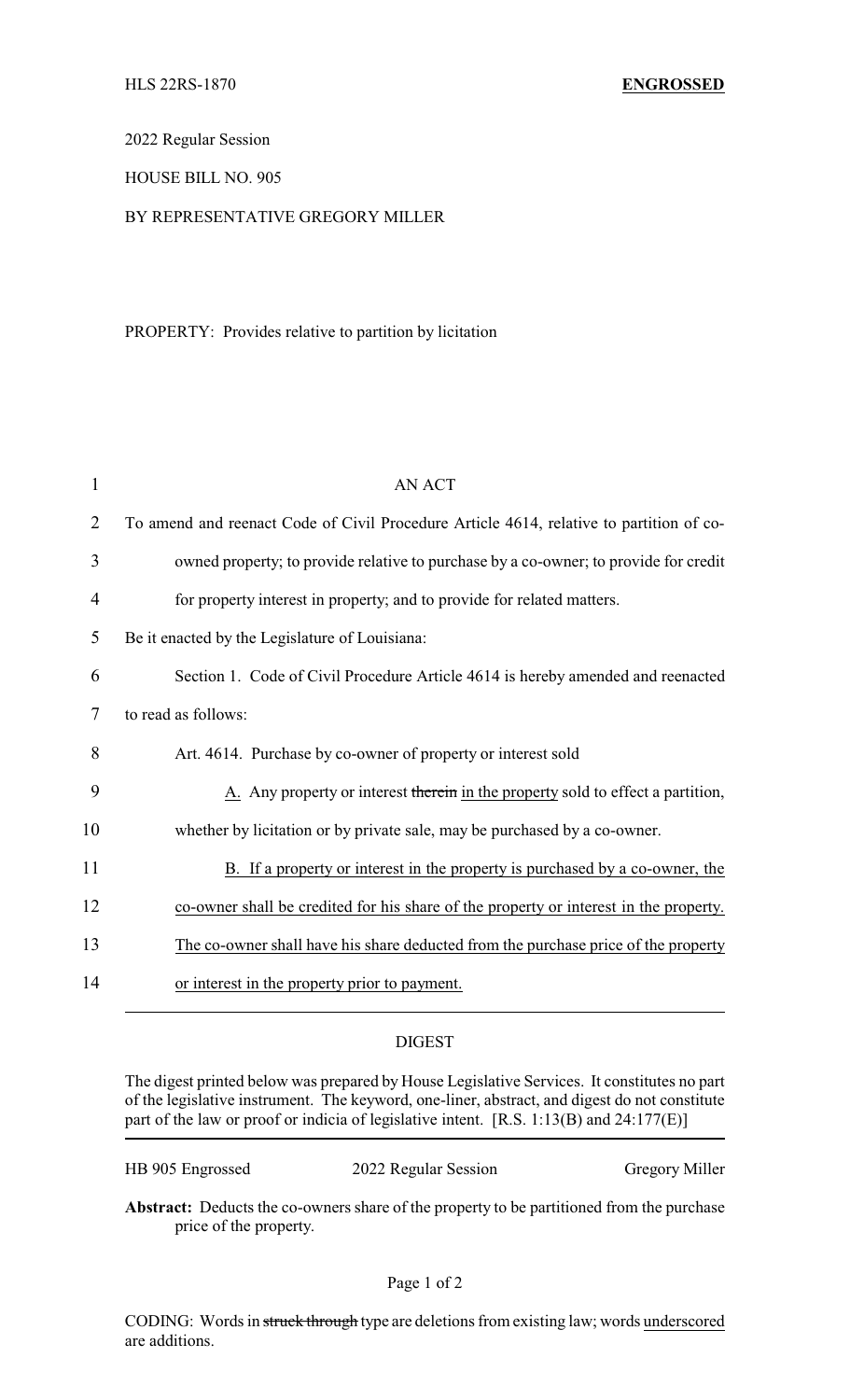HLS 22RS-1870 **ENGROSSED**

2022 Regular Session

HOUSE BILL NO. 905

BY REPRESENTATIVE GREGORY MILLER

PROPERTY: Provides relative to partition by licitation

AN ACT

To amend and reenact Code of Civil Procedure Article 4614, relative to partition of co-owned property; to provide relative to purchase by a co-owner; to provide for credit for property interest in property; and to provide for related matters.

Be it enacted by the Legislature of Louisiana:

Section 1. Code of Civil Procedure Article 4614 is hereby amended and reenacted to read as follows:

Art. 4614. Purchase by co-owner of property or interest sold

<u>A.</u> Any property or interest ~~therein~~ <u>in the property</u> sold to effect a partition, whether by licitation or by private sale, may be purchased by a co-owner.

<u>B. If a property or interest in the property is purchased by a co-owner, the co-owner shall be credited for his share of the property or interest in the property. The co-owner shall have his share deducted from the purchase price of the property or interest in the property prior to payment.</u>

## DIGEST

The digest printed below was prepared by House Legislative Services. It constitutes no part of the legislative instrument. The keyword, one-liner, abstract, and digest do not constitute part of the law or proof or indicia of legislative intent. [R.S. 1:13(B) and 24:177(E)]

HB 905 Engrossed 2022 Regular Session Gregory Miller

**Abstract:** Deducts the co-owners share of the property to be partitioned from the purchase price of the property.

CODING: Words in ~~struck through~~ type are deletions from existing law; words <u>underscored</u> are additions.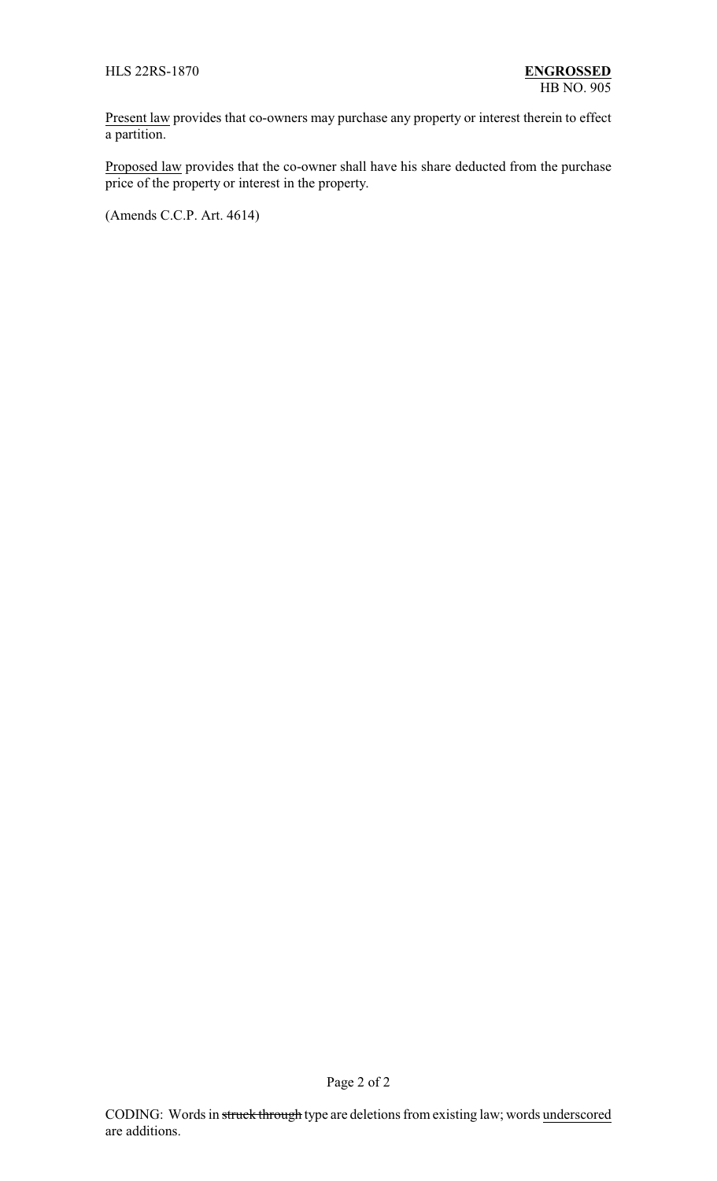Present law provides that co-owners may purchase any property or interest therein to effect a partition.

Proposed law provides that the co-owner shall have his share deducted from the purchase price of the property or interest in the property.

(Amends C.C.P. Art. 4614)

CODING: Words in struck through type are deletions from existing law; words underscored are additions.